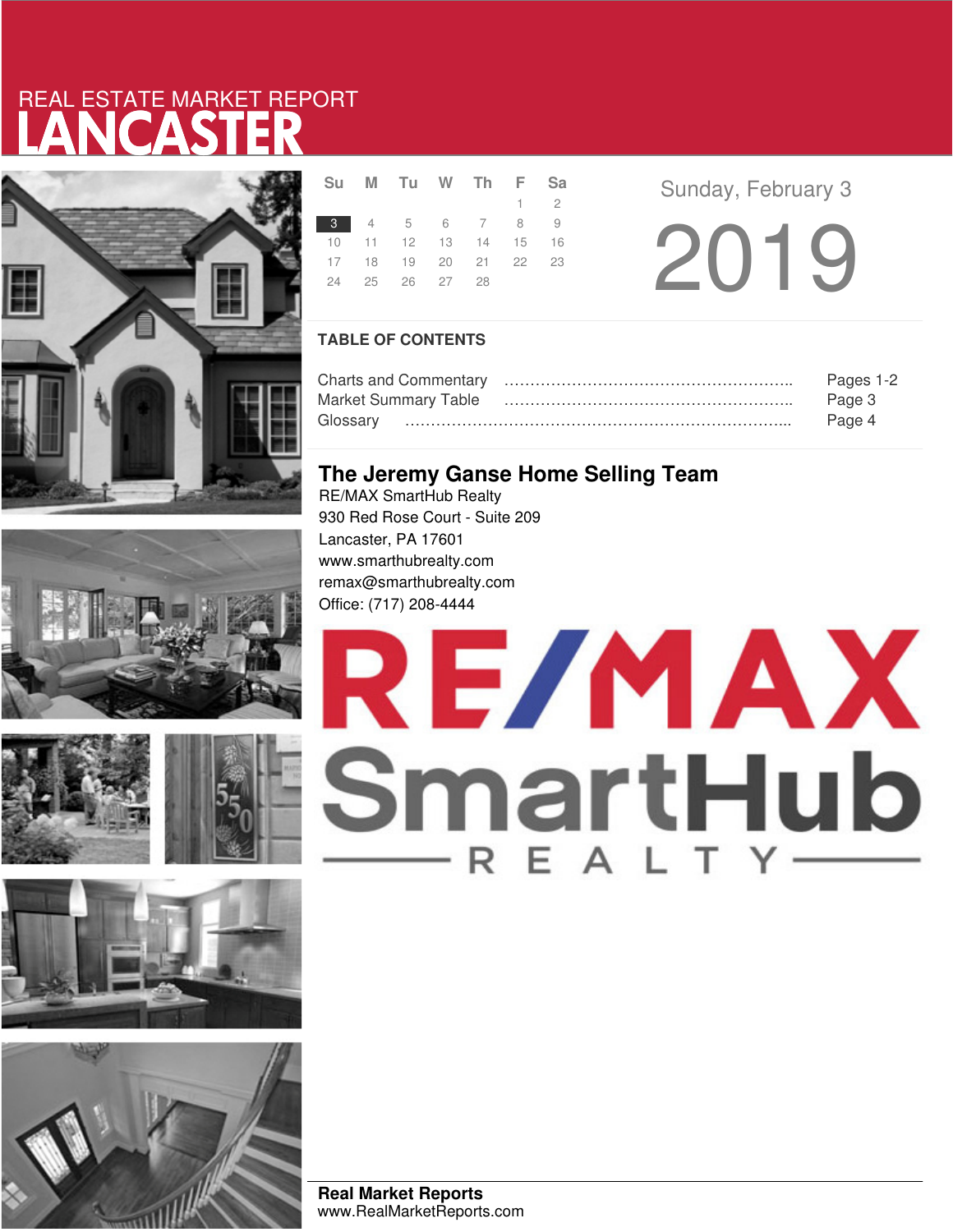REAL ESTATE MARKET REPORT

# LANCASTER

| Su | M | Tu | W | Th | F | Sa |
|---|---|---|---|---|---|---|
| | | | | | 1 | 2 |
| 3 | 4 | 5 | 6 | 7 | 8 | 9 |
| 10 | 11 | 12 | 13 | 14 | 15 | 16 |
| 17 | 18 | 19 | 20 | 21 | 22 | 23 |
| 24 | 25 | 26 | 27 | 28 | | |

Sunday, February 3

2019

## TABLE OF CONTENTS

| | |
|---|---|
| Charts and Commentary | Pages 1-2 |
| Market Summary Table | Page 3 |
| Glossary | Page 4 |

## The Jeremy Ganse Home Selling Team

RE/MAX SmartHub Realty
930 Red Rose Court - Suite 209
Lancaster, PA 17601
www.smarthubrealty.com
remax@smarthubrealty.com
Office: (717) 208-4444

RE/MAX SmartHub REALTY

**Real Market Reports**
www.RealMarketReports.com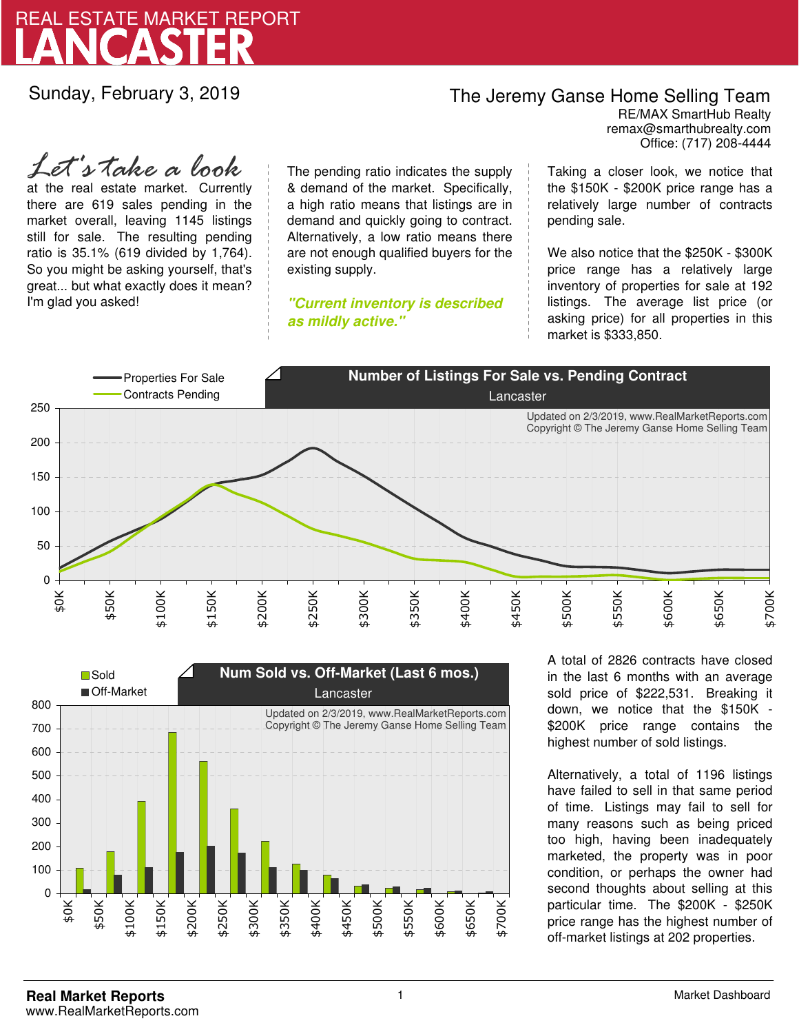# REAL ESTATE MARKET REPORT
# LANCASTER

Sunday, February 3, 2019

**The Jeremy Ganse Home Selling Team**
RE/MAX SmartHub Realty
remax@smarthubrealty.com
Office: (717) 208-4444

*Let's take a look* at the real estate market. Currently there are 619 sales pending in the market overall, leaving 1145 listings still for sale. The resulting pending ratio is 35.1% (619 divided by 1,764). So you might be asking yourself, that's great... but what exactly does it mean? I'm glad you asked!

The pending ratio indicates the supply & demand of the market. Specifically, a high ratio means that listings are in demand and quickly going to contract. Alternatively, a low ratio means there are not enough qualified buyers for the existing supply.

***"Current inventory is described as mildly active."***

Taking a closer look, we notice that the $150K - $200K price range has a relatively large number of contracts pending sale.

We also notice that the $250K - $300K price range has a relatively large inventory of properties for sale at 192 listings. The average list price (or asking price) for all properties in this market is $333,850.

**Number of Listings For Sale vs. Pending Contract**
Lancaster

Updated on 2/3/2019, www.RealMarketReports.com
Copyright © The Jeremy Ganse Home Selling Team

**Num Sold vs. Off-Market (Last 6 mos.)**
Lancaster

Updated on 2/3/2019, www.RealMarketReports.com
Copyright © The Jeremy Ganse Home Selling Team

A total of 2826 contracts have closed in the last 6 months with an average sold price of $222,531. Breaking it down, we notice that the $150K - $200K price range contains the highest number of sold listings.

Alternatively, a total of 1196 listings have failed to sell in that same period of time. Listings may fail to sell for many reasons such as being priced too high, having been inadequately marketed, the property was in poor condition, or perhaps the owner had second thoughts about selling at this particular time. The $200K - $250K price range has the highest number of off-market listings at 202 properties.

**Real Market Reports**
www.RealMarketReports.com

Market Dashboard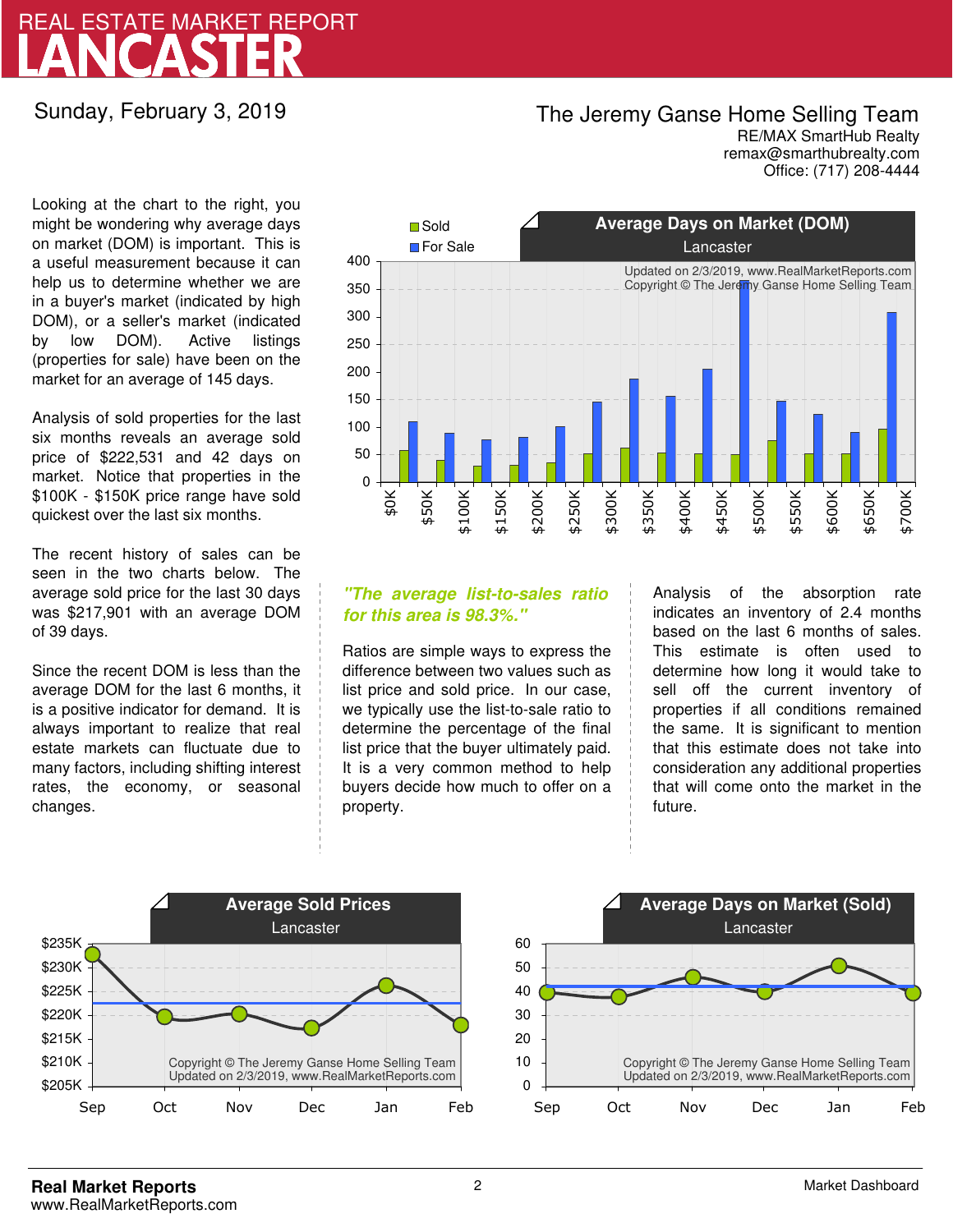# REAL ESTATE MARKET REPORT
# LANCASTER

Sunday, February 3, 2019

**The Jeremy Ganse Home Selling Team**
RE/MAX SmartHub Realty
remax@smarthubrealty.com
Office: (717) 208-4444

Looking at the chart to the right, you might be wondering why average days on market (DOM) is important. This is a useful measurement because it can help us to determine whether we are in a buyer's market (indicated by high DOM), or a seller's market (indicated by low DOM). Active listings (properties for sale) have been on the market for an average of 145 days.

Analysis of sold properties for the last six months reveals an average sold price of $222,531 and 42 days on market. Notice that properties in the $100K - $150K price range have sold quickest over the last six months.

The recent history of sales can be seen in the two charts below. The average sold price for the last 30 days was $217,901 with an average DOM of 39 days.

Since the recent DOM is less than the average DOM for the last 6 months, it is a positive indicator for demand. It is always important to realize that real estate markets can fluctuate due to many factors, including shifting interest rates, the economy, or seasonal changes.

**Average Days on Market (DOM)**
Lancaster

Updated on 2/3/2019, www.RealMarketReports.com
Copyright © The Jeremy Ganse Home Selling Team

*"The average list-to-sales ratio for this area is 98.3%."*

Ratios are simple ways to express the difference between two values such as list price and sold price. In our case, we typically use the list-to-sale ratio to determine the percentage of the final list price that the buyer ultimately paid. It is a very common method to help buyers decide how much to offer on a property.

Analysis of the absorption rate indicates an inventory of 2.4 months based on the last 6 months of sales. This estimate is often used to determine how long it would take to sell off the current inventory of properties if all conditions remained the same. It is significant to mention that this estimate does not take into consideration any additional properties that will come onto the market in the future.

**Average Sold Prices**
Lancaster

Copyright © The Jeremy Ganse Home Selling Team
Updated on 2/3/2019, www.RealMarketReports.com

**Average Days on Market (Sold)**
Lancaster

Copyright © The Jeremy Ganse Home Selling Team
Updated on 2/3/2019, www.RealMarketReports.com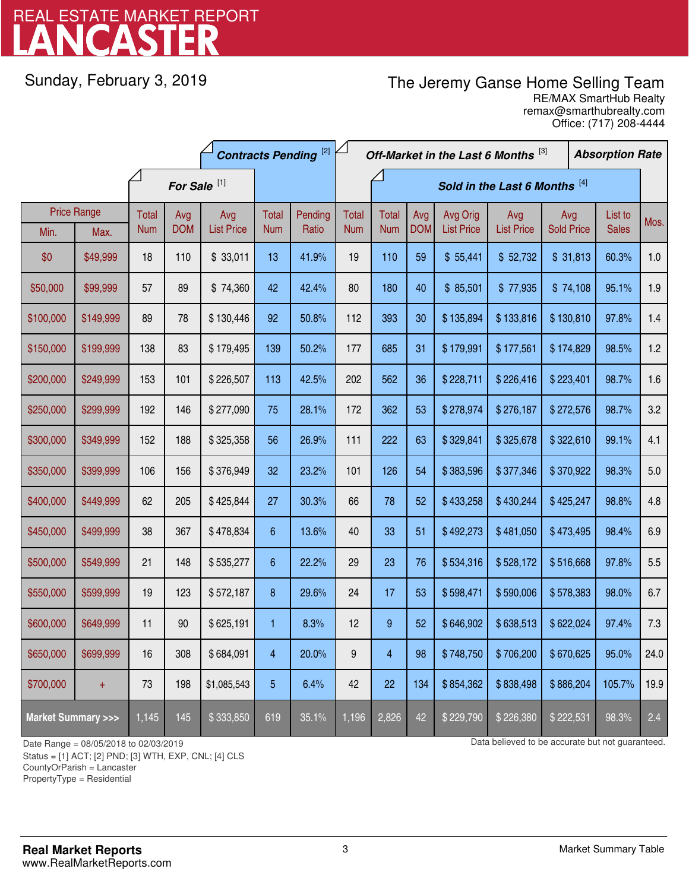# REAL ESTATE MARKET REPORT
# LANCASTER

Sunday, February 3, 2019

**The Jeremy Ganse Home Selling Team**
RE/MAX SmartHub Realty
remax@smarthubrealty.com
Office: (717) 208-4444

| Price Range | | For Sale [1] | | | Contracts Pending [2] | | Off-Market in the Last 6 Months [3] | Sold in the Last 6 Months [4] | | | | | | Absorption Rate |
|---|---|---|---|---|---|---|---|---|---|---|---|---|---|---|
| Min. | Max. | Total Num | Avg DOM | Avg List Price | Total Num | Pending Ratio | Total Num | Total Num | Avg DOM | Avg Orig List Price | Avg List Price | Avg Sold Price | List to Sales | Mos. |
| $0 | $49,999 | 18 | 110 | $ 33,011 | 13 | 41.9% | 19 | 110 | 59 | $ 55,441 | $ 52,732 | $ 31,813 | 60.3% | 1.0 |
| $50,000 | $99,999 | 57 | 89 | $ 74,360 | 42 | 42.4% | 80 | 180 | 40 | $ 85,501 | $ 77,935 | $ 74,108 | 95.1% | 1.9 |
| $100,000 | $149,999 | 89 | 78 | $ 130,446 | 92 | 50.8% | 112 | 393 | 30 | $ 135,894 | $ 133,816 | $ 130,810 | 97.8% | 1.4 |
| $150,000 | $199,999 | 138 | 83 | $ 179,495 | 139 | 50.2% | 177 | 685 | 31 | $ 179,991 | $ 177,561 | $ 174,829 | 98.5% | 1.2 |
| $200,000 | $249,999 | 153 | 101 | $ 226,507 | 113 | 42.5% | 202 | 562 | 36 | $ 228,711 | $ 226,416 | $ 223,401 | 98.7% | 1.6 |
| $250,000 | $299,999 | 192 | 146 | $ 277,090 | 75 | 28.1% | 172 | 362 | 53 | $ 278,974 | $ 276,187 | $ 272,576 | 98.7% | 3.2 |
| $300,000 | $349,999 | 152 | 188 | $ 325,358 | 56 | 26.9% | 111 | 222 | 63 | $ 329,841 | $ 325,678 | $ 322,610 | 99.1% | 4.1 |
| $350,000 | $399,999 | 106 | 156 | $ 376,949 | 32 | 23.2% | 101 | 126 | 54 | $ 383,596 | $ 377,346 | $ 370,922 | 98.3% | 5.0 |
| $400,000 | $449,999 | 62 | 205 | $ 425,844 | 27 | 30.3% | 66 | 78 | 52 | $ 433,258 | $ 430,244 | $ 425,247 | 98.8% | 4.8 |
| $450,000 | $499,999 | 38 | 367 | $ 478,834 | 6 | 13.6% | 40 | 33 | 51 | $ 492,273 | $ 481,050 | $ 473,495 | 98.4% | 6.9 |
| $500,000 | $549,999 | 21 | 148 | $ 535,277 | 6 | 22.2% | 29 | 23 | 76 | $ 534,316 | $ 528,172 | $ 516,668 | 97.8% | 5.5 |
| $550,000 | $599,999 | 19 | 123 | $ 572,187 | 8 | 29.6% | 24 | 17 | 53 | $ 598,471 | $ 590,006 | $ 578,383 | 98.0% | 6.7 |
| $600,000 | $649,999 | 11 | 90 | $ 625,191 | 1 | 8.3% | 12 | 9 | 52 | $ 646,902 | $ 638,513 | $ 622,024 | 97.4% | 7.3 |
| $650,000 | $699,999 | 16 | 308 | $ 684,091 | 4 | 20.0% | 9 | 4 | 98 | $ 748,750 | $ 706,200 | $ 670,625 | 95.0% | 24.0 |
| $700,000 | + | 73 | 198 | $1,085,543 | 5 | 6.4% | 42 | 22 | 134 | $ 854,362 | $ 838,498 | $ 886,204 | 105.7% | 19.9 |
| **Market Summary >>>** | | 1,145 | 145 | $ 333,850 | 619 | 35.1% | 1,196 | 2,826 | 42 | $ 229,790 | $ 226,380 | $ 222,531 | 98.3% | 2.4 |

Date Range = 08/05/2018 to 02/03/2019
Status = [1] ACT; [2] PND; [3] WTH, EXP, CNL; [4] CLS
CountyOrParish = Lancaster
PropertyType = Residential

Data believed to be accurate but not guaranteed.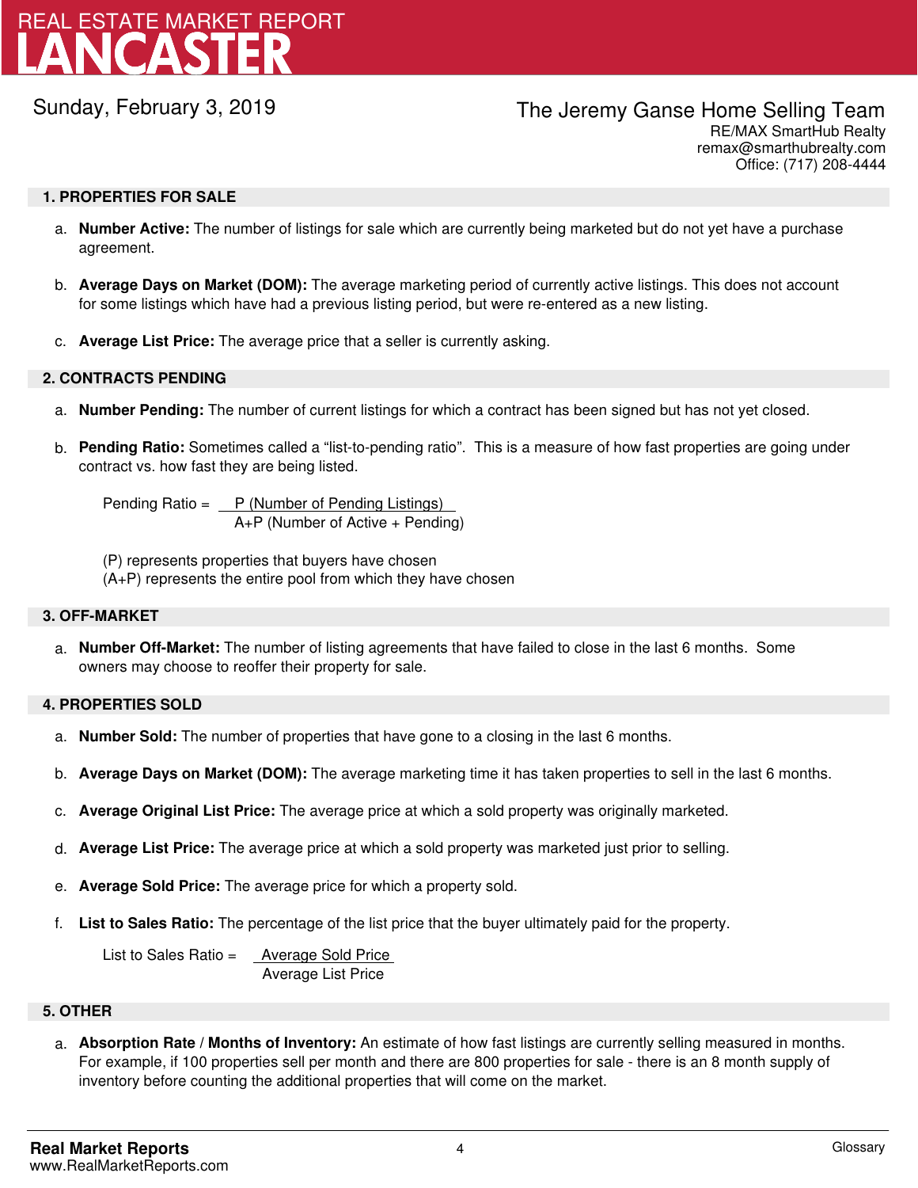# REAL ESTATE MARKET REPORT LANCASTER

Sunday, February 3, 2019

**The Jeremy Ganse Home Selling Team**
RE/MAX SmartHub Realty
remax@smarthubrealty.com
Office: (717) 208-4444

## 1. PROPERTIES FOR SALE

a. **Number Active:** The number of listings for sale which are currently being marketed but do not yet have a purchase agreement.

b. **Average Days on Market (DOM):** The average marketing period of currently active listings. This does not account for some listings which have had a previous listing period, but were re-entered as a new listing.

c. **Average List Price:** The average price that a seller is currently asking.

## 2. CONTRACTS PENDING

a. **Number Pending:** The number of current listings for which a contract has been signed but has not yet closed.

b. **Pending Ratio:** Sometimes called a "list-to-pending ratio". This is a measure of how fast properties are going under contract vs. how fast they are being listed.

$$\text{Pending Ratio} = \frac{\text{P (Number of Pending Listings)}}{\text{A+P (Number of Active + Pending)}}$$

(P) represents properties that buyers have chosen
(A+P) represents the entire pool from which they have chosen

## 3. OFF-MARKET

a. **Number Off-Market:** The number of listing agreements that have failed to close in the last 6 months. Some owners may choose to reoffer their property for sale.

## 4. PROPERTIES SOLD

a. **Number Sold:** The number of properties that have gone to a closing in the last 6 months.

b. **Average Days on Market (DOM):** The average marketing time it has taken properties to sell in the last 6 months.

c. **Average Original List Price:** The average price at which a sold property was originally marketed.

d. **Average List Price:** The average price at which a sold property was marketed just prior to selling.

e. **Average Sold Price:** The average price for which a property sold.

f. **List to Sales Ratio:** The percentage of the list price that the buyer ultimately paid for the property.

$$\text{List to Sales Ratio} = \frac{\text{Average Sold Price}}{\text{Average List Price}}$$

## 5. OTHER

a. **Absorption Rate / Months of Inventory:** An estimate of how fast listings are currently selling measured in months. For example, if 100 properties sell per month and there are 800 properties for sale - there is an 8 month supply of inventory before counting the additional properties that will come on the market.